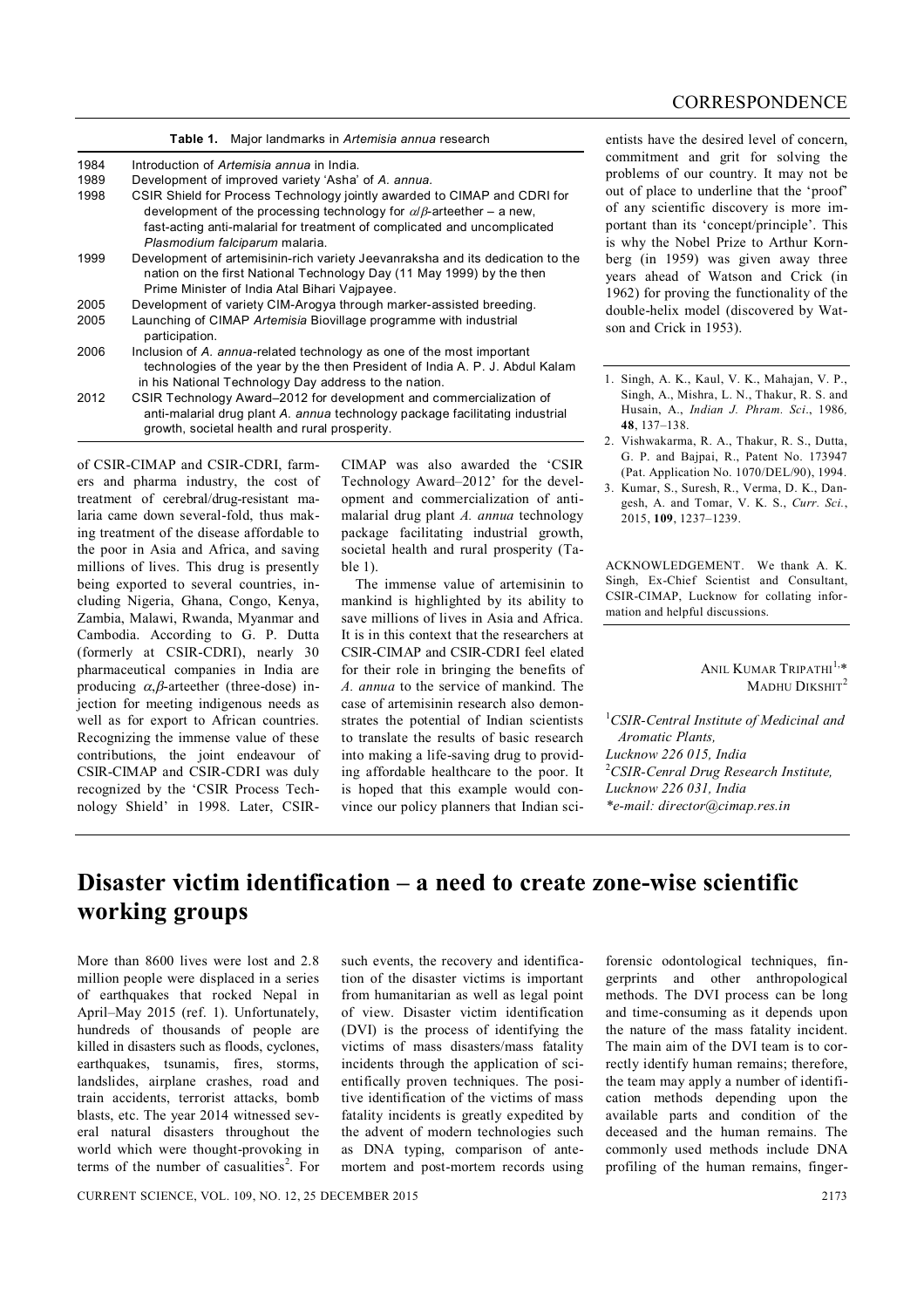**Table 1.** Major landmarks in *Artemisia annua* research

| Year | Landmark |
|---|---|
| 1984 | Introduction of *Artemisia annua* in India. |
| 1989 | Development of improved variety 'Asha' of *A. annua*. |
| 1998 | CSIR Shield for Process Technology jointly awarded to CIMAP and CDRI for development of the processing technology for $\alpha/\beta$-arteether – a new, fast-acting anti-malarial for treatment of complicated and uncomplicated *Plasmodium falciparum* malaria. |
| 1999 | Development of artemisinin-rich variety Jeevanraksha and its dedication to the nation on the first National Technology Day (11 May 1999) by the then Prime Minister of India Atal Bihari Vajpayee. |
| 2005 | Development of variety CIM-Arogya through marker-assisted breeding. |
| 2005 | Launching of CIMAP *Artemisia* Biovillage programme with industrial participation. |
| 2006 | Inclusion of *A. annua*-related technology as one of the most important technologies of the year by the then President of India A. P. J. Abdul Kalam in his National Technology Day address to the nation. |
| 2012 | CSIR Technology Award–2012 for development and commercialization of anti-malarial drug plant *A. annua* technology package facilitating industrial growth, societal health and rural prosperity. |

of CSIR-CIMAP and CSIR-CDRI, farmers and pharma industry, the cost of treatment of cerebral/drug-resistant malaria came down several-fold, thus making treatment of the disease affordable to the poor in Asia and Africa, and saving millions of lives. This drug is presently being exported to several countries, including Nigeria, Ghana, Congo, Kenya, Zambia, Malawi, Rwanda, Myanmar and Cambodia. According to G. P. Dutta (formerly at CSIR-CDRI), nearly 30 pharmaceutical companies in India are producing $\alpha,\beta$-arteether (three-dose) injection for meeting indigenous needs as well as for export to African countries. Recognizing the immense value of these contributions, the joint endeavour of CSIR-CIMAP and CSIR-CDRI was duly recognized by the 'CSIR Process Technology Shield' in 1998. Later, CSIR-CIMAP was also awarded the 'CSIR Technology Award–2012' for the development and commercialization of anti-malarial drug plant *A. annua* technology package facilitating industrial growth, societal health and rural prosperity (Table 1).

The immense value of artemisinin to mankind is highlighted by its ability to save millions of lives in Asia and Africa. It is in this context that the researchers at CSIR-CIMAP and CSIR-CDRI feel elated for their role in bringing the benefits of *A. annua* to the service of mankind. The case of artemisinin research also demonstrates the potential of Indian scientists to translate the results of basic research into making a life-saving drug to providing affordable healthcare to the poor. It is hoped that this example would convince our policy planners that Indian scientists have the desired level of concern, commitment and grit for solving the problems of our country. It may not be out of place to underline that the 'proof' of any scientific discovery is more important than its 'concept/principle'. This is why the Nobel Prize to Arthur Kornberg (in 1959) was given away three years ahead of Watson and Crick (in 1962) for proving the functionality of the double-helix model (discovered by Watson and Crick in 1953).

1. Singh, A. K., Kaul, V. K., Mahajan, V. P., Singh, A., Mishra, L. N., Thakur, R. S. and Husain, A., *Indian J. Phram. Sci*., 1986, **48**, 137–138.
2. Vishwakarma, R. A., Thakur, R. S., Dutta, G. P. and Bajpai, R., Patent No. 173947 (Pat. Application No. 1070/DEL/90), 1994.
3. Kumar, S., Suresh, R., Verma, D. K., Dangesh, A. and Tomar, V. K. S., *Curr. Sci.*, 2015, **109**, 1237–1239.

ACKNOWLEDGEMENT. We thank A. K. Singh, Ex-Chief Scientist and Consultant, CSIR-CIMAP, Lucknow for collating information and helpful discussions.

ANIL KUMAR TRIPATHI[1,*]
MADHU DIKSHIT[2]

[1]*CSIR-Central Institute of Medicinal and Aromatic Plants, Lucknow 226 015, India*
[2]*CSIR-Cenral Drug Research Institute, Lucknow 226 031, India*
*\*e-mail: director@cimap.res.in*

# Disaster victim identification – a need to create zone-wise scientific working groups

More than 8600 lives were lost and 2.8 million people were displaced in a series of earthquakes that rocked Nepal in April–May 2015 (ref. 1). Unfortunately, hundreds of thousands of people are killed in disasters such as floods, cyclones, earthquakes, tsunamis, fires, storms, landslides, airplane crashes, road and train accidents, terrorist attacks, bomb blasts, etc. The year 2014 witnessed several natural disasters throughout the world which were thought-provoking in terms of the number of casualties[2]. For such events, the recovery and identification of the disaster victims is important from humanitarian as well as legal point of view. Disaster victim identification (DVI) is the process of identifying the victims of mass disasters/mass fatality incidents through the application of scientifically proven techniques. The positive identification of the victims of mass fatality incidents is greatly expedited by the advent of modern technologies such as DNA typing, comparison of antemortem and post-mortem records using forensic odontological techniques, fingerprints and other anthropological methods. The DVI process can be long and time-consuming as it depends upon the nature of the mass fatality incident. The main aim of the DVI team is to correctly identify human remains; therefore, the team may apply a number of identification methods depending upon the available parts and condition of the deceased and the human remains. The commonly used methods include DNA profiling of the human remains, finger-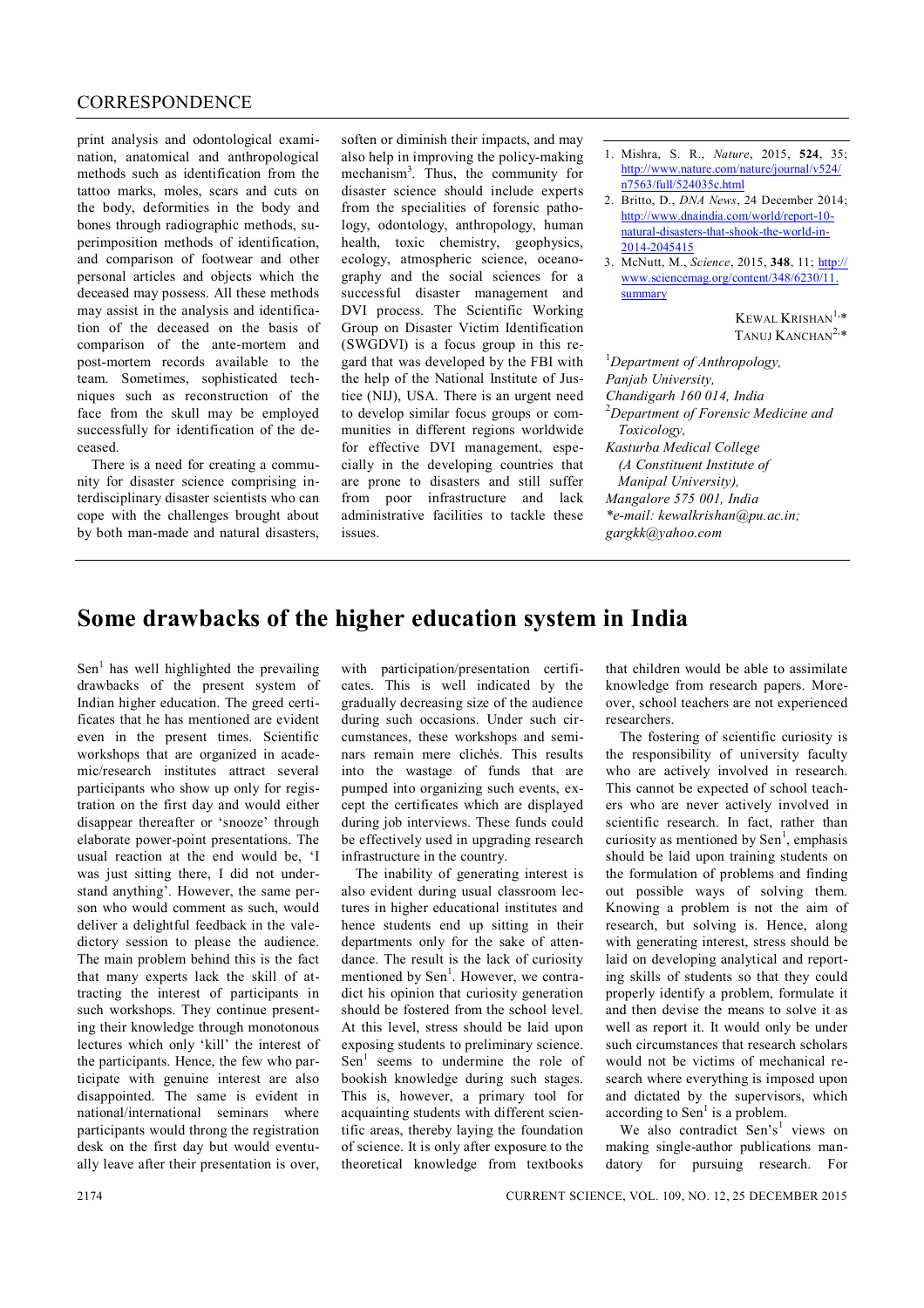print analysis and odontological examination, anatomical and anthropological methods such as identification from the tattoo marks, moles, scars and cuts on the body, deformities in the body and bones through radiographic methods, superimposition methods of identification, and comparison of footwear and other personal articles and objects which the deceased may possess. All these methods may assist in the analysis and identification of the deceased on the basis of comparison of the ante-mortem and post-mortem records available to the team. Sometimes, sophisticated techniques such as reconstruction of the face from the skull may be employed successfully for identification of the deceased.

There is a need for creating a community for disaster science comprising interdisciplinary disaster scientists who can cope with the challenges brought about by both man-made and natural disasters, soften or diminish their impacts, and may also help in improving the policy-making mechanism[3]. Thus, the community for disaster science should include experts from the specialities of forensic pathology, odontology, anthropology, human health, toxic chemistry, geophysics, ecology, atmospheric science, oceanography and the social sciences for a successful disaster management and DVI process. The Scientific Working Group on Disaster Victim Identification (SWGDVI) is a focus group in this regard that was developed by the FBI with the help of the National Institute of Justice (NIJ), USA. There is an urgent need to develop similar focus groups or communities in different regions worldwide for effective DVI management, especially in the developing countries that are prone to disasters and still suffer from poor infrastructure and lack administrative facilities to tackle these issues.

1. Mishra, S. R., *Nature*, 2015, **524**, 35; http://www.nature.com/nature/journal/v524/n7563/full/524035c.html
2. Britto, D., *DNA News*, 24 December 2014; http://www.dnaindia.com/world/report-10-natural-disasters-that-shook-the-world-in-2014-2045415
3. McNutt, M., *Science*, 2015, **348**, 11; http://www.sciencemag.org/content/348/6230/11.summary

KEWAL KRISHAN[1,*]
TANUJ KANCHAN[2,*]

[1]*Department of Anthropology, Panjab University, Chandigarh 160 014, India*
[2]*Department of Forensic Medicine and Toxicology, Kasturba Medical College (A Constituent Institute of Manipal University), Mangalore 575 001, India*
*\*e-mail: kewalkrishan@pu.ac.in; gargkk@yahoo.com*

# Some drawbacks of the higher education system in India

Sen[1] has well highlighted the prevailing drawbacks of the present system of Indian higher education. The greed certificates that he has mentioned are evident even in the present times. Scientific workshops that are organized in academic/research institutes attract several participants who show up only for registration on the first day and would either disappear thereafter or 'snooze' through elaborate power-point presentations. The usual reaction at the end would be, 'I was just sitting there, I did not understand anything'. However, the same person who would comment as such, would deliver a delightful feedback in the valedictory session to please the audience. The main problem behind this is the fact that many experts lack the skill of attracting the interest of participants in such workshops. They continue presenting their knowledge through monotonous lectures which only 'kill' the interest of the participants. Hence, the few who participate with genuine interest are also disappointed. The same is evident in national/international seminars where participants would throng the registration desk on the first day but would eventually leave after their presentation is over, with participation/presentation certificates. This is well indicated by the gradually decreasing size of the audience during such occasions. Under such circumstances, these workshops and seminars remain mere clichés. This results into the wastage of funds that are pumped into organizing such events, except the certificates which are displayed during job interviews. These funds could be effectively used in upgrading research infrastructure in the country.

The inability of generating interest is also evident during usual classroom lectures in higher educational institutes and hence students end up sitting in their departments only for the sake of attendance. The result is the lack of curiosity mentioned by Sen[1]. However, we contradict his opinion that curiosity generation should be fostered from the school level. At this level, stress should be laid upon exposing students to preliminary science. Sen[1] seems to undermine the role of bookish knowledge during such stages. This is, however, a primary tool for acquainting students with different scientific areas, thereby laying the foundation of science. It is only after exposure to the theoretical knowledge from textbooks that children would be able to assimilate knowledge from research papers. Moreover, school teachers are not experienced researchers.

The fostering of scientific curiosity is the responsibility of university faculty who are actively involved in research. This cannot be expected of school teachers who are never actively involved in scientific research. In fact, rather than curiosity as mentioned by Sen[1], emphasis should be laid upon training students on the formulation of problems and finding out possible ways of solving them. Knowing a problem is not the aim of research, but solving is. Hence, along with generating interest, stress should be laid on developing analytical and reporting skills of students so that they could properly identify a problem, formulate it and then devise the means to solve it as well as report it. It would only be under such circumstances that research scholars would not be victims of mechanical research where everything is imposed upon and dictated by the supervisors, which according to Sen[1] is a problem.

We also contradict Sen's[1] views on making single-author publications mandatory for pursuing research. For